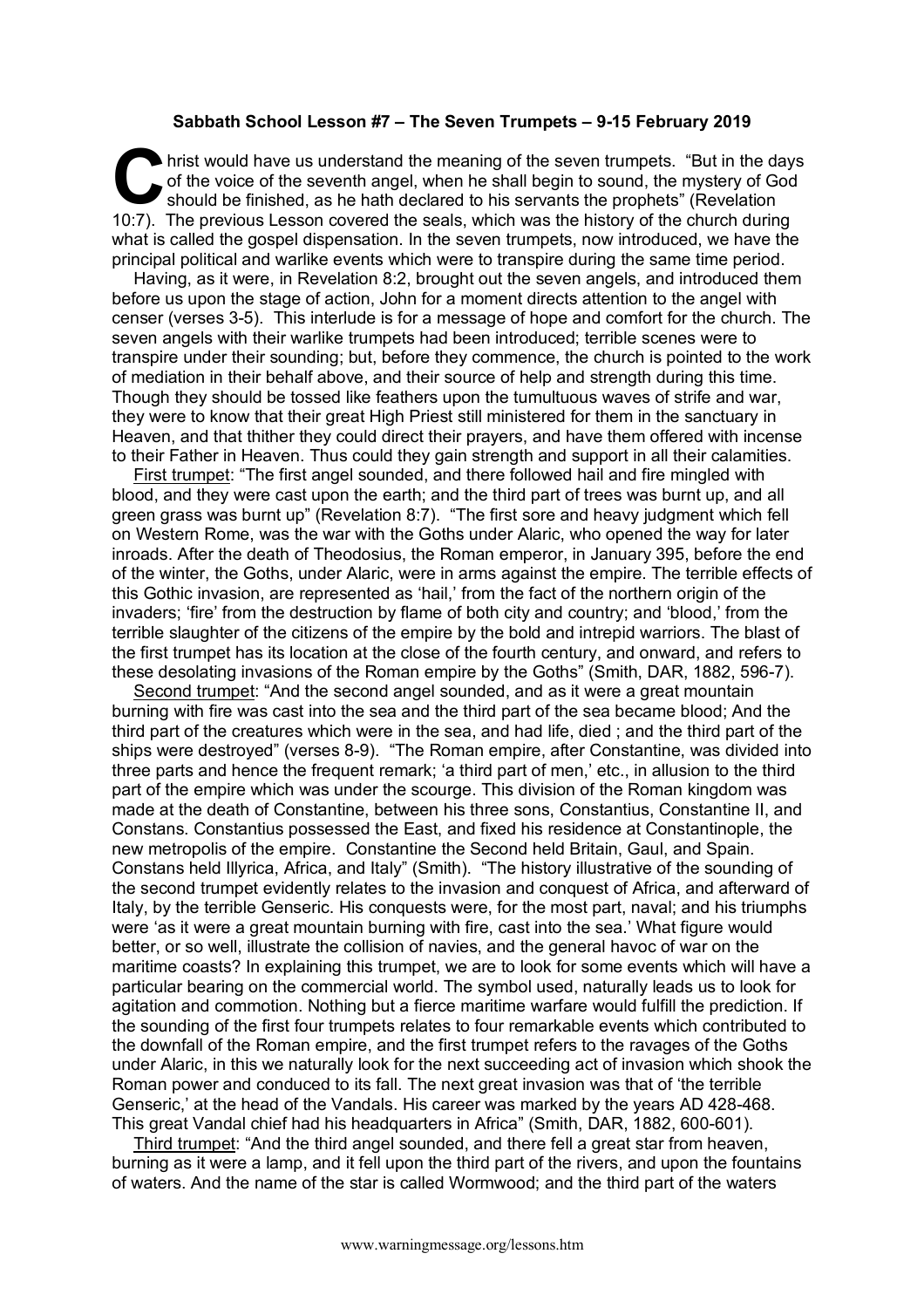**Sabbath School Lesson #7 – The Seven Trumpets – 9-15 February 2019**

Christ would have us understand the meaning of the seven trumpets. "But in the days of the voice of the seventh angel, when he shall begin to sound, the mystery of God should be finished, as he hath declared to his servants the prophets" (Revelation 10:7). The previous Lesson covered the seals, which was the history of the church during what is called the gospel dispensation. In the seven trumpets, now introduced, we have the principal political and warlike events which were to transpire during the same time period.

Having, as it were, in Revelation 8:2, brought out the seven angels, and introduced them before us upon the stage of action, John for a moment directs attention to the angel with censer (verses 3-5). This interlude is for a message of hope and comfort for the church. The seven angels with their warlike trumpets had been introduced; terrible scenes were to transpire under their sounding; but, before they commence, the church is pointed to the work of mediation in their behalf above, and their source of help and strength during this time. Though they should be tossed like feathers upon the tumultuous waves of strife and war, they were to know that their great High Priest still ministered for them in the sanctuary in Heaven, and that thither they could direct their prayers, and have them offered with incense to their Father in Heaven. Thus could they gain strength and support in all their calamities.

First trumpet: "The first angel sounded, and there followed hail and fire mingled with blood, and they were cast upon the earth; and the third part of trees was burnt up, and all green grass was burnt up" (Revelation 8:7). "The first sore and heavy judgment which fell on Western Rome, was the war with the Goths under Alaric, who opened the way for later inroads. After the death of Theodosius, the Roman emperor, in January 395, before the end of the winter, the Goths, under Alaric, were in arms against the empire. The terrible effects of this Gothic invasion, are represented as 'hail,' from the fact of the northern origin of the invaders; 'fire' from the destruction by flame of both city and country; and 'blood,' from the terrible slaughter of the citizens of the empire by the bold and intrepid warriors. The blast of the first trumpet has its location at the close of the fourth century, and onward, and refers to these desolating invasions of the Roman empire by the Goths" (Smith, DAR, 1882, 596-7).

Second trumpet: "And the second angel sounded, and as it were a great mountain burning with fire was cast into the sea and the third part of the sea became blood; And the third part of the creatures which were in the sea, and had life, died ; and the third part of the ships were destroyed" (verses 8-9). "The Roman empire, after Constantine, was divided into three parts and hence the frequent remark; 'a third part of men,' etc., in allusion to the third part of the empire which was under the scourge. This division of the Roman kingdom was made at the death of Constantine, between his three sons, Constantius, Constantine II, and Constans. Constantius possessed the East, and fixed his residence at Constantinople, the new metropolis of the empire. Constantine the Second held Britain, Gaul, and Spain. Constans held Illyrica, Africa, and Italy" (Smith). "The history illustrative of the sounding of the second trumpet evidently relates to the invasion and conquest of Africa, and afterward of Italy, by the terrible Genseric. His conquests were, for the most part, naval; and his triumphs were 'as it were a great mountain burning with fire, cast into the sea.' What figure would better, or so well, illustrate the collision of navies, and the general havoc of war on the maritime coasts? In explaining this trumpet, we are to look for some events which will have a particular bearing on the commercial world. The symbol used, naturally leads us to look for agitation and commotion. Nothing but a fierce maritime warfare would fulfill the prediction. If the sounding of the first four trumpets relates to four remarkable events which contributed to the downfall of the Roman empire, and the first trumpet refers to the ravages of the Goths under Alaric, in this we naturally look for the next succeeding act of invasion which shook the Roman power and conduced to its fall. The next great invasion was that of 'the terrible Genseric,' at the head of the Vandals. His career was marked by the years AD 428-468. This great Vandal chief had his headquarters in Africa" (Smith, DAR, 1882, 600-601).

Third trumpet: "And the third angel sounded, and there fell a great star from heaven, burning as it were a lamp, and it fell upon the third part of the rivers, and upon the fountains of waters. And the name of the star is called Wormwood; and the third part of the waters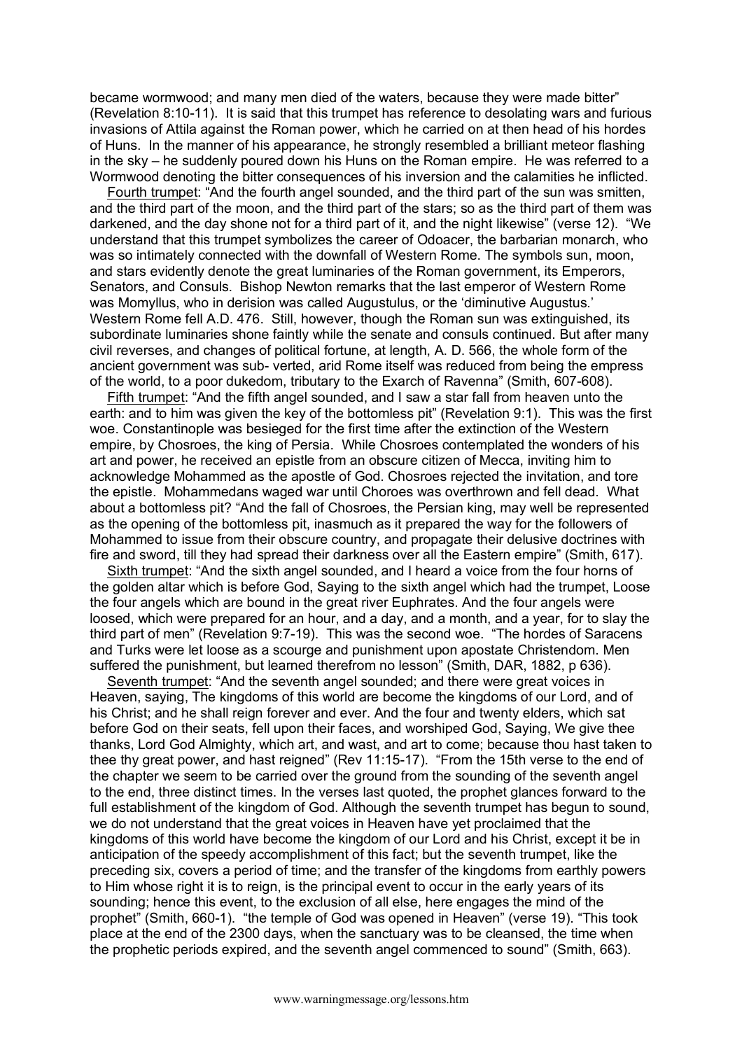became wormwood; and many men died of the waters, because they were made bitter" (Revelation 8:10-11). It is said that this trumpet has reference to desolating wars and furious invasions of Attila against the Roman power, which he carried on at then head of his hordes of Huns. In the manner of his appearance, he strongly resembled a brilliant meteor flashing in the sky – he suddenly poured down his Huns on the Roman empire. He was referred to a Wormwood denoting the bitter consequences of his inversion and the calamities he inflicted.

Fourth trumpet: "And the fourth angel sounded, and the third part of the sun was smitten, and the third part of the moon, and the third part of the stars; so as the third part of them was darkened, and the day shone not for a third part of it, and the night likewise" (verse 12). "We understand that this trumpet symbolizes the career of Odoacer, the barbarian monarch, who was so intimately connected with the downfall of Western Rome. The symbols sun, moon, and stars evidently denote the great luminaries of the Roman government, its Emperors, Senators, and Consuls. Bishop Newton remarks that the last emperor of Western Rome was Momyllus, who in derision was called Augustulus, or the 'diminutive Augustus.' Western Rome fell A.D. 476. Still, however, though the Roman sun was extinguished, its subordinate luminaries shone faintly while the senate and consuls continued. But after many civil reverses, and changes of political fortune, at length, A. D. 566, the whole form of the ancient government was sub- verted, arid Rome itself was reduced from being the empress of the world, to a poor dukedom, tributary to the Exarch of Ravenna" (Smith, 607-608).

Fifth trumpet: "And the fifth angel sounded, and I saw a star fall from heaven unto the earth: and to him was given the key of the bottomless pit" (Revelation 9:1). This was the first woe. Constantinople was besieged for the first time after the extinction of the Western empire, by Chosroes, the king of Persia. While Chosroes contemplated the wonders of his art and power, he received an epistle from an obscure citizen of Mecca, inviting him to acknowledge Mohammed as the apostle of God. Chosroes rejected the invitation, and tore the epistle. Mohammedans waged war until Choroes was overthrown and fell dead. What about a bottomless pit? "And the fall of Chosroes, the Persian king, may well be represented as the opening of the bottomless pit, inasmuch as it prepared the way for the followers of Mohammed to issue from their obscure country, and propagate their delusive doctrines with fire and sword, till they had spread their darkness over all the Eastern empire" (Smith, 617).

Sixth trumpet: "And the sixth angel sounded, and I heard a voice from the four horns of the golden altar which is before God, Saying to the sixth angel which had the trumpet, Loose the four angels which are bound in the great river Euphrates. And the four angels were loosed, which were prepared for an hour, and a day, and a month, and a year, for to slay the third part of men" (Revelation 9:7-19). This was the second woe. "The hordes of Saracens and Turks were let loose as a scourge and punishment upon apostate Christendom. Men suffered the punishment, but learned therefrom no lesson" (Smith, DAR, 1882, p 636).

Seventh trumpet: "And the seventh angel sounded; and there were great voices in Heaven, saying, The kingdoms of this world are become the kingdoms of our Lord, and of his Christ; and he shall reign forever and ever. And the four and twenty elders, which sat before God on their seats, fell upon their faces, and worshiped God, Saying, We give thee thanks, Lord God Almighty, which art, and wast, and art to come; because thou hast taken to thee thy great power, and hast reigned" (Rev 11:15-17). "From the 15th verse to the end of the chapter we seem to be carried over the ground from the sounding of the seventh angel to the end, three distinct times. In the verses last quoted, the prophet glances forward to the full establishment of the kingdom of God. Although the seventh trumpet has begun to sound, we do not understand that the great voices in Heaven have yet proclaimed that the kingdoms of this world have become the kingdom of our Lord and his Christ, except it be in anticipation of the speedy accomplishment of this fact; but the seventh trumpet, like the preceding six, covers a period of time; and the transfer of the kingdoms from earthly powers to Him whose right it is to reign, is the principal event to occur in the early years of its sounding; hence this event, to the exclusion of all else, here engages the mind of the prophet" (Smith, 660-1). "the temple of God was opened in Heaven" (verse 19). "This took place at the end of the 2300 days, when the sanctuary was to be cleansed, the time when the prophetic periods expired, and the seventh angel commenced to sound" (Smith, 663).

www.warningmessage.org/lessons.htm